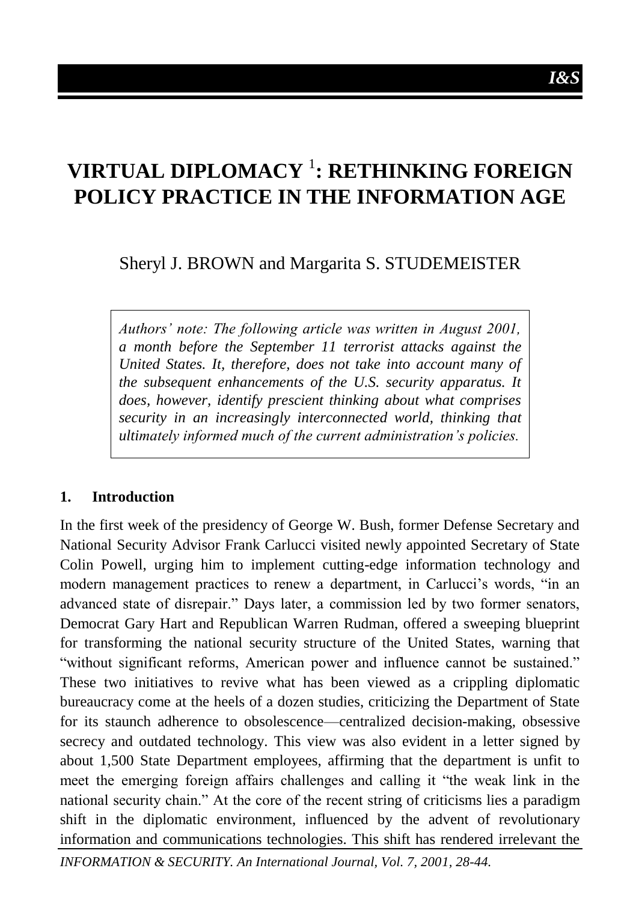# VIRTUAL DIPLOMACY [1]: RETHINKING FOREIGN POLICY PRACTICE IN THE INFORMATION AGE

Sheryl J. BROWN and Margarita S. STUDEMEISTER

> *Authors' note: The following article was written in August 2001, a month before the September 11 terrorist attacks against the United States. It, therefore, does not take into account many of the subsequent enhancements of the U.S. security apparatus. It does, however, identify prescient thinking about what comprises security in an increasingly interconnected world, thinking that ultimately informed much of the current administration's policies.*

## 1. Introduction

In the first week of the presidency of George W. Bush, former Defense Secretary and National Security Advisor Frank Carlucci visited newly appointed Secretary of State Colin Powell, urging him to implement cutting-edge information technology and modern management practices to renew a department, in Carlucci's words, "in an advanced state of disrepair." Days later, a commission led by two former senators, Democrat Gary Hart and Republican Warren Rudman, offered a sweeping blueprint for transforming the national security structure of the United States, warning that "without significant reforms, American power and influence cannot be sustained." These two initiatives to revive what has been viewed as a crippling diplomatic bureaucracy come at the heels of a dozen studies, criticizing the Department of State for its staunch adherence to obsolescence—centralized decision-making, obsessive secrecy and outdated technology. This view was also evident in a letter signed by about 1,500 State Department employees, affirming that the department is unfit to meet the emerging foreign affairs challenges and calling it "the weak link in the national security chain." At the core of the recent string of criticisms lies a paradigm shift in the diplomatic environment, influenced by the advent of revolutionary information and communications technologies. This shift has rendered irrelevant the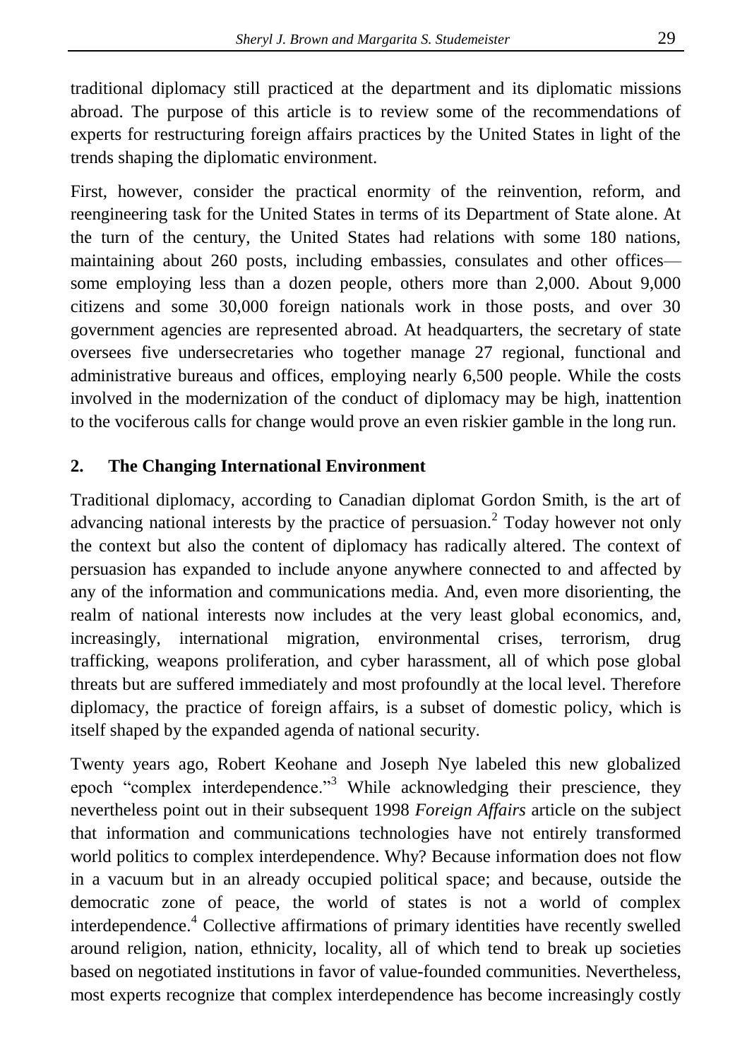traditional diplomacy still practiced at the department and its diplomatic missions abroad. The purpose of this article is to review some of the recommendations of experts for restructuring foreign affairs practices by the United States in light of the trends shaping the diplomatic environment.

First, however, consider the practical enormity of the reinvention, reform, and reengineering task for the United States in terms of its Department of State alone. At the turn of the century, the United States had relations with some 180 nations, maintaining about 260 posts, including embassies, consulates and other offices—some employing less than a dozen people, others more than 2,000. About 9,000 citizens and some 30,000 foreign nationals work in those posts, and over 30 government agencies are represented abroad. At headquarters, the secretary of state oversees five undersecretaries who together manage 27 regional, functional and administrative bureaus and offices, employing nearly 6,500 people. While the costs involved in the modernization of the conduct of diplomacy may be high, inattention to the vociferous calls for change would prove an even riskier gamble in the long run.

## 2. The Changing International Environment

Traditional diplomacy, according to Canadian diplomat Gordon Smith, is the art of advancing national interests by the practice of persuasion.[2] Today however not only the context but also the content of diplomacy has radically altered. The context of persuasion has expanded to include anyone anywhere connected to and affected by any of the information and communications media. And, even more disorienting, the realm of national interests now includes at the very least global economics, and, increasingly, international migration, environmental crises, terrorism, drug trafficking, weapons proliferation, and cyber harassment, all of which pose global threats but are suffered immediately and most profoundly at the local level. Therefore diplomacy, the practice of foreign affairs, is a subset of domestic policy, which is itself shaped by the expanded agenda of national security.

Twenty years ago, Robert Keohane and Joseph Nye labeled this new globalized epoch "complex interdependence."[3] While acknowledging their prescience, they nevertheless point out in their subsequent 1998 *Foreign Affairs* article on the subject that information and communications technologies have not entirely transformed world politics to complex interdependence. Why? Because information does not flow in a vacuum but in an already occupied political space; and because, outside the democratic zone of peace, the world of states is not a world of complex interdependence.[4] Collective affirmations of primary identities have recently swelled around religion, nation, ethnicity, locality, all of which tend to break up societies based on negotiated institutions in favor of value-founded communities. Nevertheless, most experts recognize that complex interdependence has become increasingly costly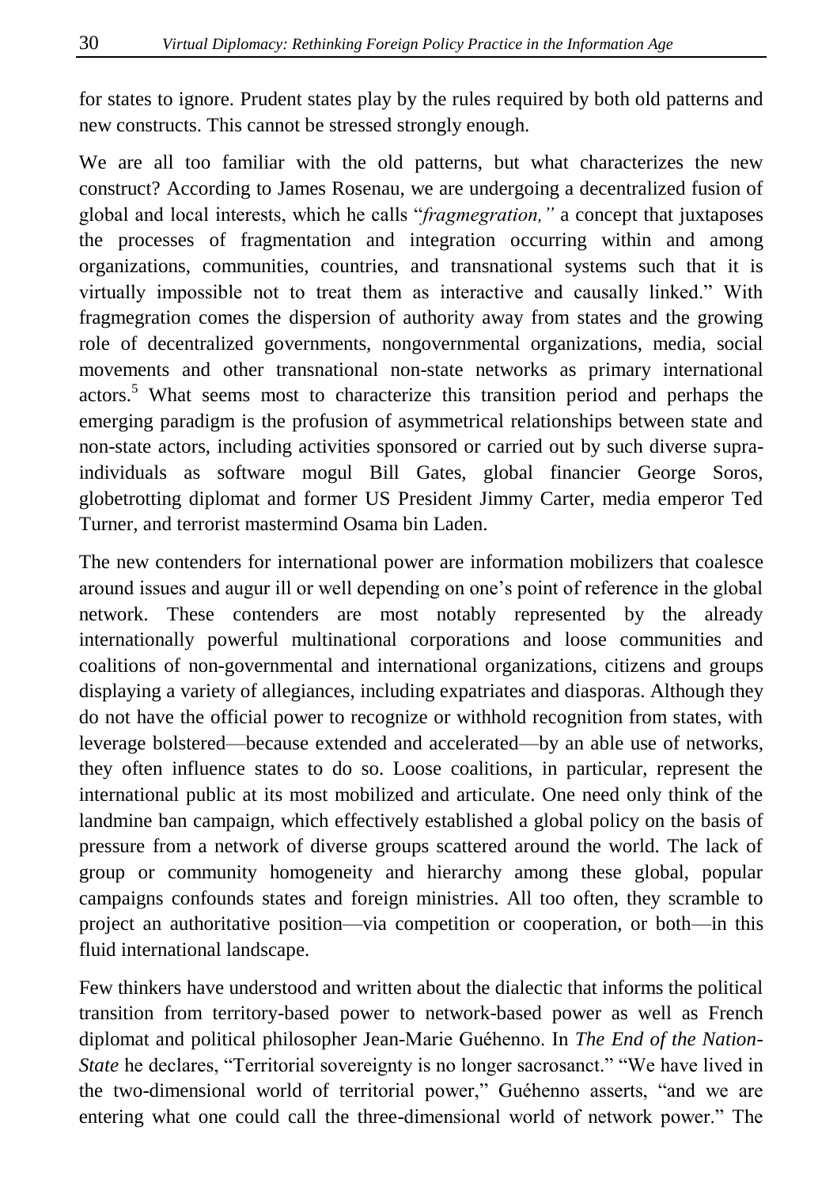for states to ignore. Prudent states play by the rules required by both old patterns and new constructs. This cannot be stressed strongly enough.

We are all too familiar with the old patterns, but what characterizes the new construct? According to James Rosenau, we are undergoing a decentralized fusion of global and local interests, which he calls "*fragmegration,"* a concept that juxtaposes the processes of fragmentation and integration occurring within and among organizations, communities, countries, and transnational systems such that it is virtually impossible not to treat them as interactive and causally linked." With fragmegration comes the dispersion of authority away from states and the growing role of decentralized governments, nongovernmental organizations, media, social movements and other transnational non-state networks as primary international actors.[5] What seems most to characterize this transition period and perhaps the emerging paradigm is the profusion of asymmetrical relationships between state and non-state actors, including activities sponsored or carried out by such diverse supra-individuals as software mogul Bill Gates, global financier George Soros, globetrotting diplomat and former US President Jimmy Carter, media emperor Ted Turner, and terrorist mastermind Osama bin Laden.

The new contenders for international power are information mobilizers that coalesce around issues and augur ill or well depending on one's point of reference in the global network. These contenders are most notably represented by the already internationally powerful multinational corporations and loose communities and coalitions of non-governmental and international organizations, citizens and groups displaying a variety of allegiances, including expatriates and diasporas. Although they do not have the official power to recognize or withhold recognition from states, with leverage bolstered—because extended and accelerated—by an able use of networks, they often influence states to do so. Loose coalitions, in particular, represent the international public at its most mobilized and articulate. One need only think of the landmine ban campaign, which effectively established a global policy on the basis of pressure from a network of diverse groups scattered around the world. The lack of group or community homogeneity and hierarchy among these global, popular campaigns confounds states and foreign ministries. All too often, they scramble to project an authoritative position—via competition or cooperation, or both—in this fluid international landscape.

Few thinkers have understood and written about the dialectic that informs the political transition from territory-based power to network-based power as well as French diplomat and political philosopher Jean-Marie Guéhenno. In *The End of the Nation-State* he declares, "Territorial sovereignty is no longer sacrosanct." "We have lived in the two-dimensional world of territorial power," Guéhenno asserts, "and we are entering what one could call the three-dimensional world of network power." The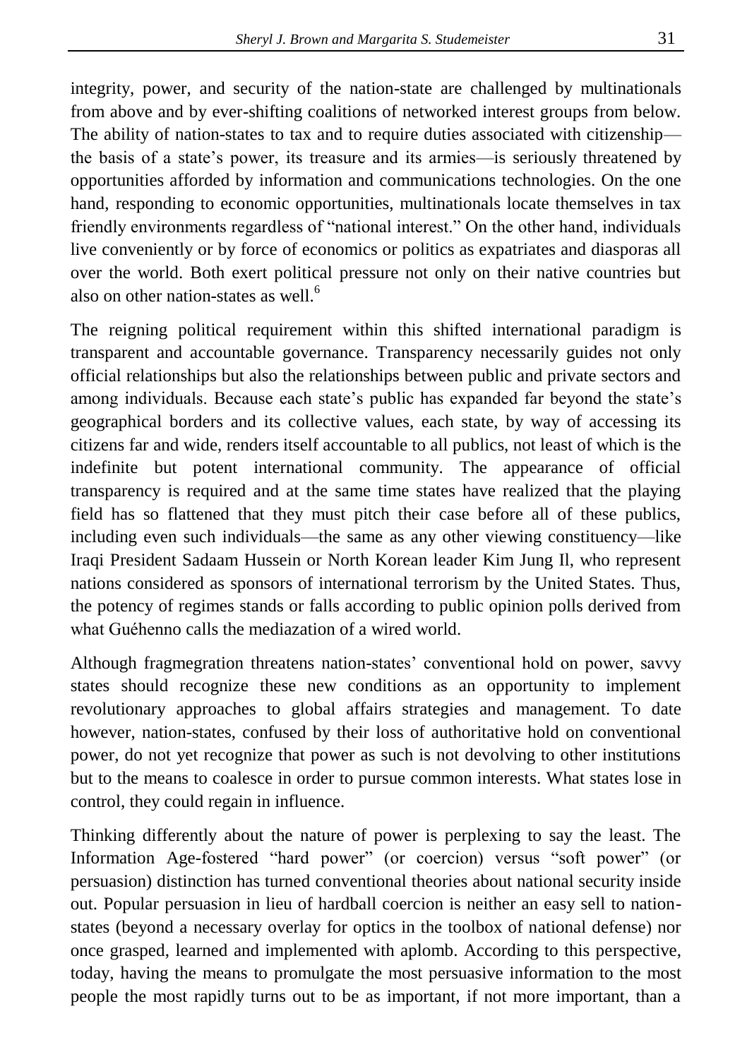integrity, power, and security of the nation-state are challenged by multinationals from above and by ever-shifting coalitions of networked interest groups from below. The ability of nation-states to tax and to require duties associated with citizenship—the basis of a state's power, its treasure and its armies—is seriously threatened by opportunities afforded by information and communications technologies. On the one hand, responding to economic opportunities, multinationals locate themselves in tax friendly environments regardless of "national interest." On the other hand, individuals live conveniently or by force of economics or politics as expatriates and diasporas all over the world. Both exert political pressure not only on their native countries but also on other nation-states as well.[6]

The reigning political requirement within this shifted international paradigm is transparent and accountable governance. Transparency necessarily guides not only official relationships but also the relationships between public and private sectors and among individuals. Because each state's public has expanded far beyond the state's geographical borders and its collective values, each state, by way of accessing its citizens far and wide, renders itself accountable to all publics, not least of which is the indefinite but potent international community. The appearance of official transparency is required and at the same time states have realized that the playing field has so flattened that they must pitch their case before all of these publics, including even such individuals—the same as any other viewing constituency—like Iraqi President Sadaam Hussein or North Korean leader Kim Jung Il, who represent nations considered as sponsors of international terrorism by the United States. Thus, the potency of regimes stands or falls according to public opinion polls derived from what Guéhenno calls the mediazation of a wired world.

Although fragmegration threatens nation-states' conventional hold on power, savvy states should recognize these new conditions as an opportunity to implement revolutionary approaches to global affairs strategies and management. To date however, nation-states, confused by their loss of authoritative hold on conventional power, do not yet recognize that power as such is not devolving to other institutions but to the means to coalesce in order to pursue common interests. What states lose in control, they could regain in influence.

Thinking differently about the nature of power is perplexing to say the least. The Information Age-fostered "hard power" (or coercion) versus "soft power" (or persuasion) distinction has turned conventional theories about national security inside out. Popular persuasion in lieu of hardball coercion is neither an easy sell to nation-states (beyond a necessary overlay for optics in the toolbox of national defense) nor once grasped, learned and implemented with aplomb. According to this perspective, today, having the means to promulgate the most persuasive information to the most people the most rapidly turns out to be as important, if not more important, than a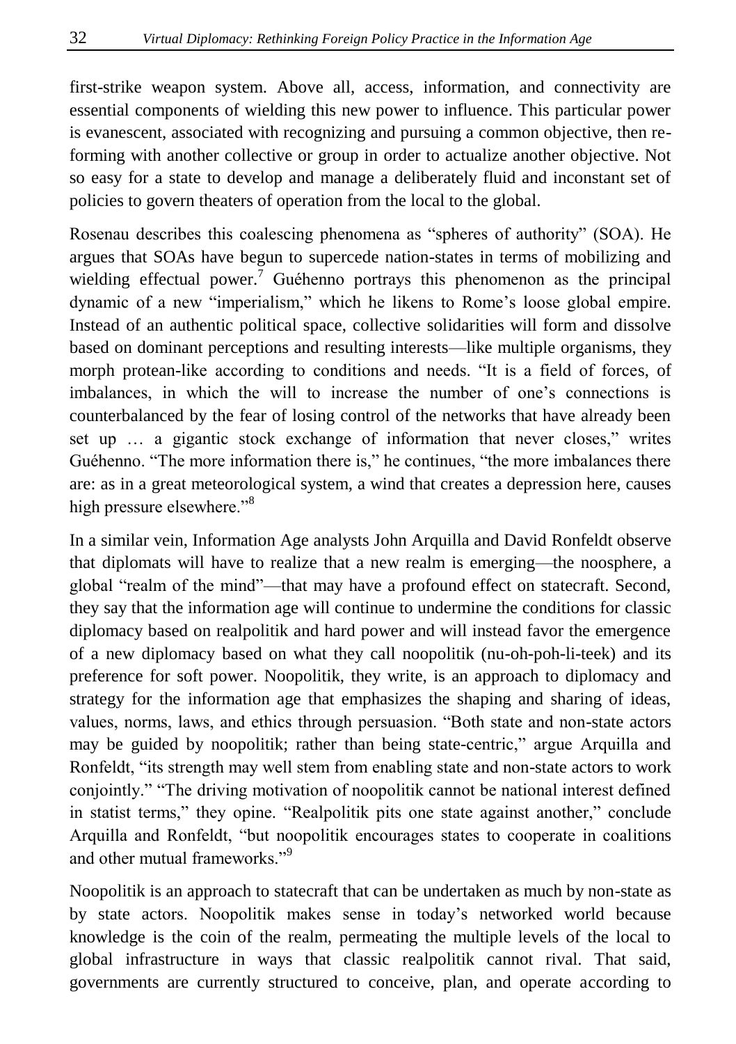first-strike weapon system. Above all, access, information, and connectivity are essential components of wielding this new power to influence. This particular power is evanescent, associated with recognizing and pursuing a common objective, then re-forming with another collective or group in order to actualize another objective. Not so easy for a state to develop and manage a deliberately fluid and inconstant set of policies to govern theaters of operation from the local to the global.

Rosenau describes this coalescing phenomena as "spheres of authority" (SOA). He argues that SOAs have begun to supercede nation-states in terms of mobilizing and wielding effectual power.[7] Guéhenno portrays this phenomenon as the principal dynamic of a new "imperialism," which he likens to Rome's loose global empire. Instead of an authentic political space, collective solidarities will form and dissolve based on dominant perceptions and resulting interests—like multiple organisms, they morph protean-like according to conditions and needs. "It is a field of forces, of imbalances, in which the will to increase the number of one's connections is counterbalanced by the fear of losing control of the networks that have already been set up … a gigantic stock exchange of information that never closes," writes Guéhenno. "The more information there is," he continues, "the more imbalances there are: as in a great meteorological system, a wind that creates a depression here, causes high pressure elsewhere."[8]

In a similar vein, Information Age analysts John Arquilla and David Ronfeldt observe that diplomats will have to realize that a new realm is emerging—the noosphere, a global "realm of the mind"—that may have a profound effect on statecraft. Second, they say that the information age will continue to undermine the conditions for classic diplomacy based on realpolitik and hard power and will instead favor the emergence of a new diplomacy based on what they call noopolitik (nu-oh-poh-li-teek) and its preference for soft power. Noopolitik, they write, is an approach to diplomacy and strategy for the information age that emphasizes the shaping and sharing of ideas, values, norms, laws, and ethics through persuasion. "Both state and non-state actors may be guided by noopolitik; rather than being state-centric," argue Arquilla and Ronfeldt, "its strength may well stem from enabling state and non-state actors to work conjointly." "The driving motivation of noopolitik cannot be national interest defined in statist terms," they opine. "Realpolitik pits one state against another," conclude Arquilla and Ronfeldt, "but noopolitik encourages states to cooperate in coalitions and other mutual frameworks."[9]

Noopolitik is an approach to statecraft that can be undertaken as much by non-state as by state actors. Noopolitik makes sense in today's networked world because knowledge is the coin of the realm, permeating the multiple levels of the local to global infrastructure in ways that classic realpolitik cannot rival. That said, governments are currently structured to conceive, plan, and operate according to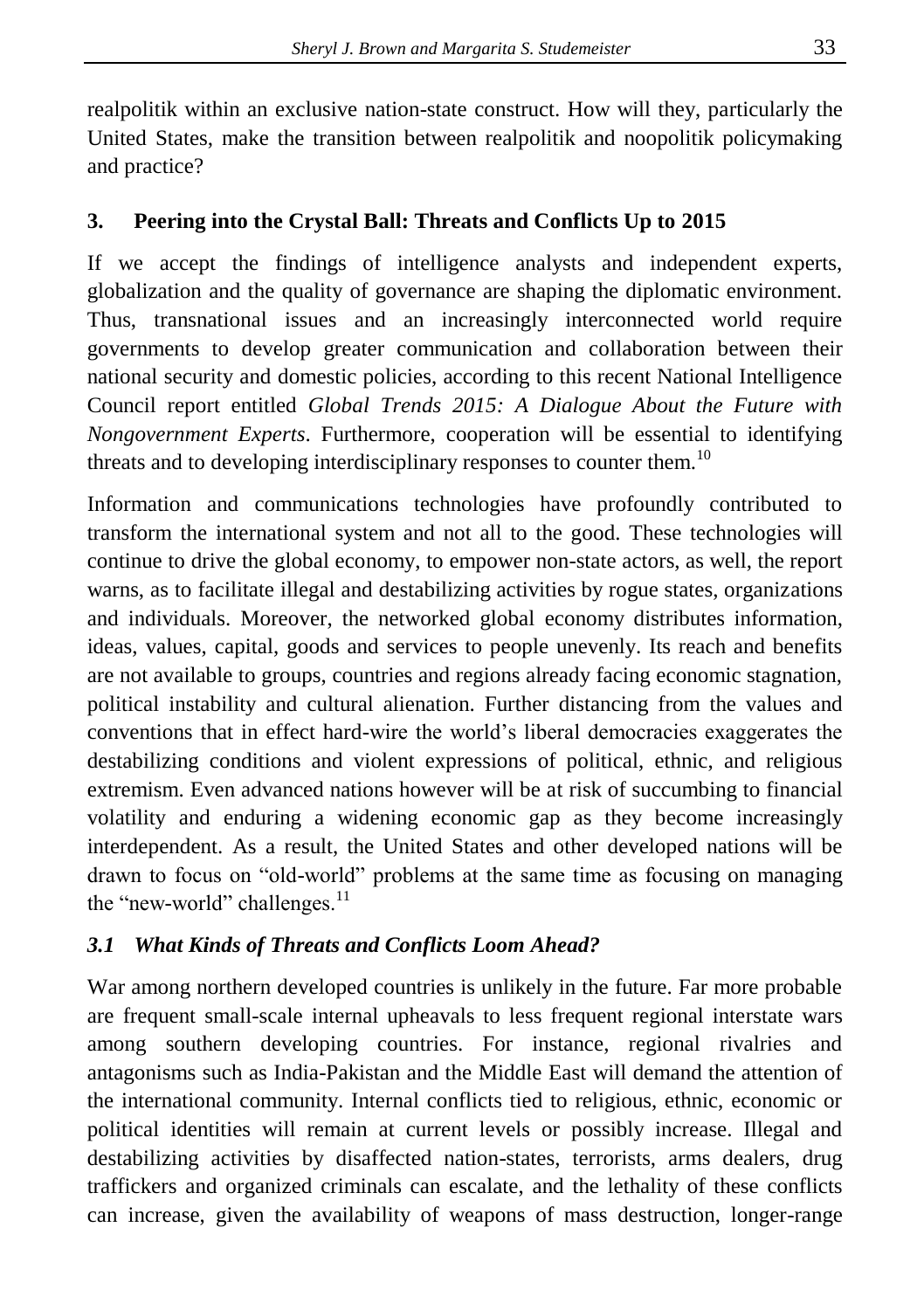realpolitik within an exclusive nation-state construct. How will they, particularly the United States, make the transition between realpolitik and noopolitik policymaking and practice?

## 3. Peering into the Crystal Ball: Threats and Conflicts Up to 2015

If we accept the findings of intelligence analysts and independent experts, globalization and the quality of governance are shaping the diplomatic environment. Thus, transnational issues and an increasingly interconnected world require governments to develop greater communication and collaboration between their national security and domestic policies, according to this recent National Intelligence Council report entitled *Global Trends 2015: A Dialogue About the Future with Nongovernment Experts*. Furthermore, cooperation will be essential to identifying threats and to developing interdisciplinary responses to counter them.[10]

Information and communications technologies have profoundly contributed to transform the international system and not all to the good. These technologies will continue to drive the global economy, to empower non-state actors, as well, the report warns, as to facilitate illegal and destabilizing activities by rogue states, organizations and individuals. Moreover, the networked global economy distributes information, ideas, values, capital, goods and services to people unevenly. Its reach and benefits are not available to groups, countries and regions already facing economic stagnation, political instability and cultural alienation. Further distancing from the values and conventions that in effect hard-wire the world's liberal democracies exaggerates the destabilizing conditions and violent expressions of political, ethnic, and religious extremism. Even advanced nations however will be at risk of succumbing to financial volatility and enduring a widening economic gap as they become increasingly interdependent. As a result, the United States and other developed nations will be drawn to focus on "old-world" problems at the same time as focusing on managing the "new-world" challenges.[11]

### *3.1 What Kinds of Threats and Conflicts Loom Ahead?*

War among northern developed countries is unlikely in the future. Far more probable are frequent small-scale internal upheavals to less frequent regional interstate wars among southern developing countries. For instance, regional rivalries and antagonisms such as India-Pakistan and the Middle East will demand the attention of the international community. Internal conflicts tied to religious, ethnic, economic or political identities will remain at current levels or possibly increase. Illegal and destabilizing activities by disaffected nation-states, terrorists, arms dealers, drug traffickers and organized criminals can escalate, and the lethality of these conflicts can increase, given the availability of weapons of mass destruction, longer-range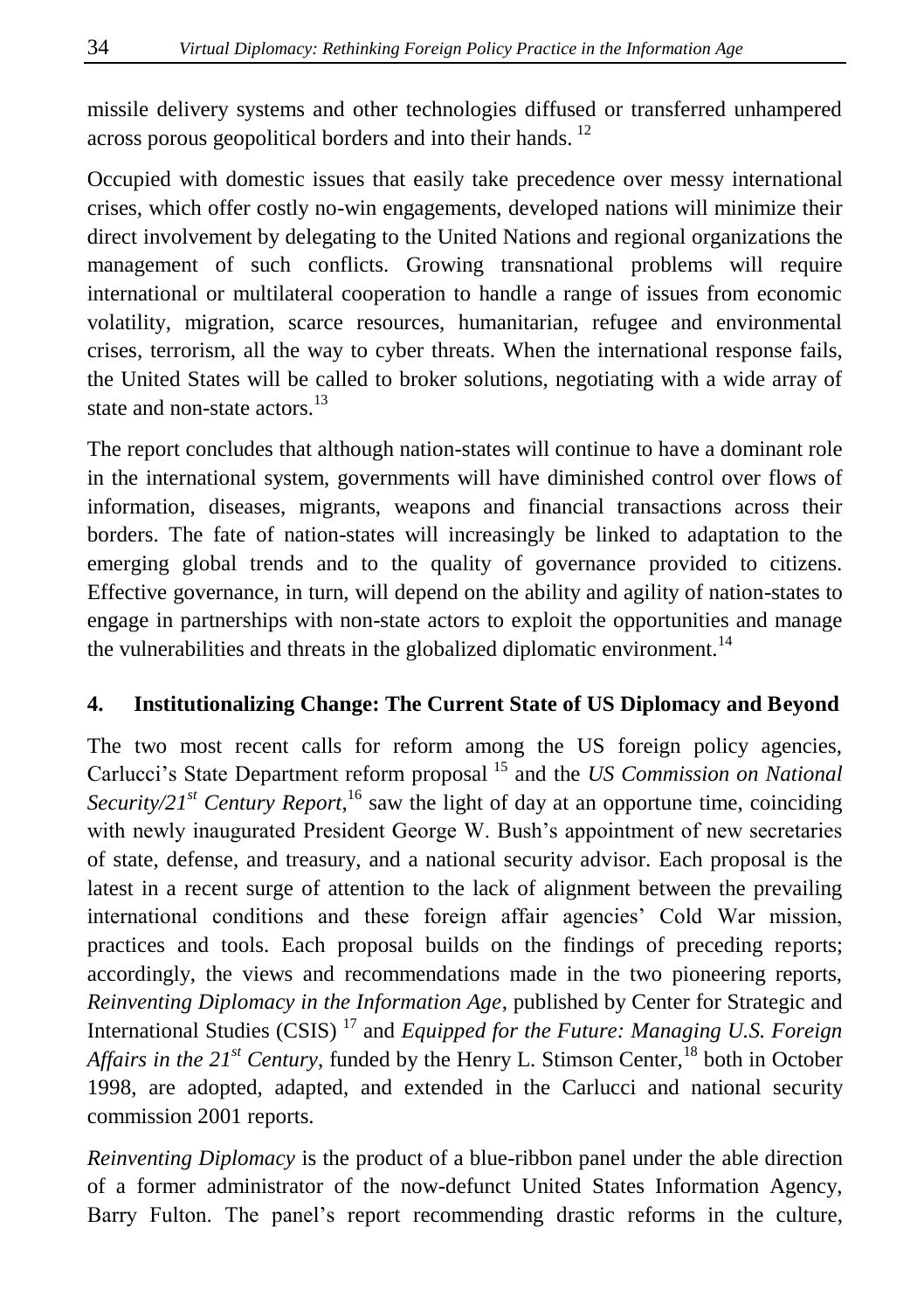missile delivery systems and other technologies diffused or transferred unhampered across porous geopolitical borders and into their hands. [12]

Occupied with domestic issues that easily take precedence over messy international crises, which offer costly no-win engagements, developed nations will minimize their direct involvement by delegating to the United Nations and regional organizations the management of such conflicts. Growing transnational problems will require international or multilateral cooperation to handle a range of issues from economic volatility, migration, scarce resources, humanitarian, refugee and environmental crises, terrorism, all the way to cyber threats. When the international response fails, the United States will be called to broker solutions, negotiating with a wide array of state and non-state actors.[13]

The report concludes that although nation-states will continue to have a dominant role in the international system, governments will have diminished control over flows of information, diseases, migrants, weapons and financial transactions across their borders. The fate of nation-states will increasingly be linked to adaptation to the emerging global trends and to the quality of governance provided to citizens. Effective governance, in turn, will depend on the ability and agility of nation-states to engage in partnerships with non-state actors to exploit the opportunities and manage the vulnerabilities and threats in the globalized diplomatic environment.[14]

## 4. Institutionalizing Change: The Current State of US Diplomacy and Beyond

The two most recent calls for reform among the US foreign policy agencies, Carlucci's State Department reform proposal [15] and the *US Commission on National Security/21st Century Report*,[16] saw the light of day at an opportune time, coinciding with newly inaugurated President George W. Bush's appointment of new secretaries of state, defense, and treasury, and a national security advisor. Each proposal is the latest in a recent surge of attention to the lack of alignment between the prevailing international conditions and these foreign affair agencies' Cold War mission, practices and tools. Each proposal builds on the findings of preceding reports; accordingly, the views and recommendations made in the two pioneering reports, *Reinventing Diplomacy in the Information Age*, published by Center for Strategic and International Studies (CSIS) [17] and *Equipped for the Future: Managing U.S. Foreign Affairs in the 21st Century*, funded by the Henry L. Stimson Center,[18] both in October 1998, are adopted, adapted, and extended in the Carlucci and national security commission 2001 reports.

*Reinventing Diplomacy* is the product of a blue-ribbon panel under the able direction of a former administrator of the now-defunct United States Information Agency, Barry Fulton. The panel's report recommending drastic reforms in the culture,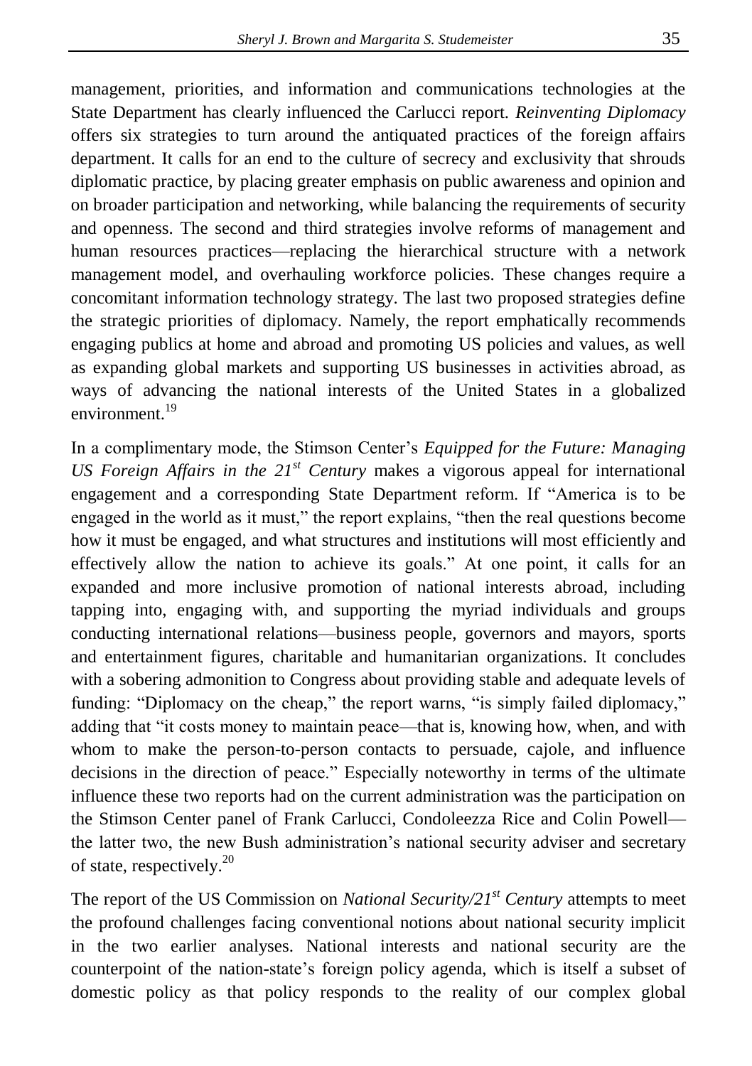management, priorities, and information and communications technologies at the State Department has clearly influenced the Carlucci report. *Reinventing Diplomacy* offers six strategies to turn around the antiquated practices of the foreign affairs department. It calls for an end to the culture of secrecy and exclusivity that shrouds diplomatic practice, by placing greater emphasis on public awareness and opinion and on broader participation and networking, while balancing the requirements of security and openness. The second and third strategies involve reforms of management and human resources practices—replacing the hierarchical structure with a network management model, and overhauling workforce policies. These changes require a concomitant information technology strategy. The last two proposed strategies define the strategic priorities of diplomacy. Namely, the report emphatically recommends engaging publics at home and abroad and promoting US policies and values, as well as expanding global markets and supporting US businesses in activities abroad, as ways of advancing the national interests of the United States in a globalized environment.[19]

In a complimentary mode, the Stimson Center's *Equipped for the Future: Managing US Foreign Affairs in the 21st Century* makes a vigorous appeal for international engagement and a corresponding State Department reform. If "America is to be engaged in the world as it must," the report explains, "then the real questions become how it must be engaged, and what structures and institutions will most efficiently and effectively allow the nation to achieve its goals." At one point, it calls for an expanded and more inclusive promotion of national interests abroad, including tapping into, engaging with, and supporting the myriad individuals and groups conducting international relations—business people, governors and mayors, sports and entertainment figures, charitable and humanitarian organizations. It concludes with a sobering admonition to Congress about providing stable and adequate levels of funding: "Diplomacy on the cheap," the report warns, "is simply failed diplomacy," adding that "it costs money to maintain peace—that is, knowing how, when, and with whom to make the person-to-person contacts to persuade, cajole, and influence decisions in the direction of peace." Especially noteworthy in terms of the ultimate influence these two reports had on the current administration was the participation on the Stimson Center panel of Frank Carlucci, Condoleezza Rice and Colin Powell—the latter two, the new Bush administration's national security adviser and secretary of state, respectively.[20]

The report of the US Commission on *National Security/21st Century* attempts to meet the profound challenges facing conventional notions about national security implicit in the two earlier analyses. National interests and national security are the counterpoint of the nation-state's foreign policy agenda, which is itself a subset of domestic policy as that policy responds to the reality of our complex global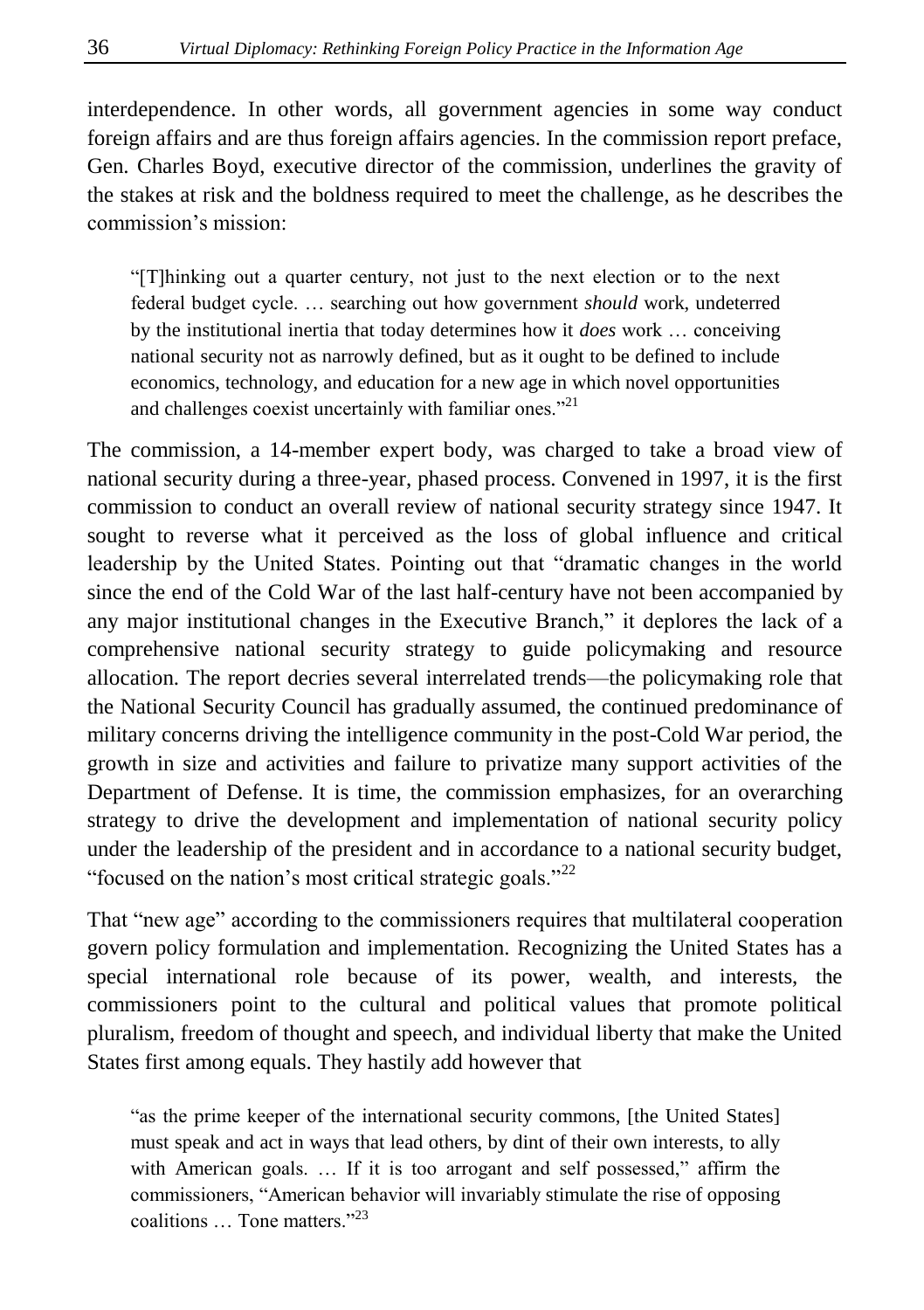interdependence. In other words, all government agencies in some way conduct foreign affairs and are thus foreign affairs agencies. In the commission report preface, Gen. Charles Boyd, executive director of the commission, underlines the gravity of the stakes at risk and the boldness required to meet the challenge, as he describes the commission's mission:

> "[T]hinking out a quarter century, not just to the next election or to the next federal budget cycle. … searching out how government *should* work, undeterred by the institutional inertia that today determines how it *does* work … conceiving national security not as narrowly defined, but as it ought to be defined to include economics, technology, and education for a new age in which novel opportunities and challenges coexist uncertainly with familiar ones."[21]

The commission, a 14-member expert body, was charged to take a broad view of national security during a three-year, phased process. Convened in 1997, it is the first commission to conduct an overall review of national security strategy since 1947. It sought to reverse what it perceived as the loss of global influence and critical leadership by the United States. Pointing out that "dramatic changes in the world since the end of the Cold War of the last half-century have not been accompanied by any major institutional changes in the Executive Branch," it deplores the lack of a comprehensive national security strategy to guide policymaking and resource allocation. The report decries several interrelated trends—the policymaking role that the National Security Council has gradually assumed, the continued predominance of military concerns driving the intelligence community in the post-Cold War period, the growth in size and activities and failure to privatize many support activities of the Department of Defense. It is time, the commission emphasizes, for an overarching strategy to drive the development and implementation of national security policy under the leadership of the president and in accordance to a national security budget, "focused on the nation's most critical strategic goals."[22]

That "new age" according to the commissioners requires that multilateral cooperation govern policy formulation and implementation. Recognizing the United States has a special international role because of its power, wealth, and interests, the commissioners point to the cultural and political values that promote political pluralism, freedom of thought and speech, and individual liberty that make the United States first among equals. They hastily add however that

> "as the prime keeper of the international security commons, [the United States] must speak and act in ways that lead others, by dint of their own interests, to ally with American goals. … If it is too arrogant and self possessed," affirm the commissioners, "American behavior will invariably stimulate the rise of opposing coalitions … Tone matters."[23]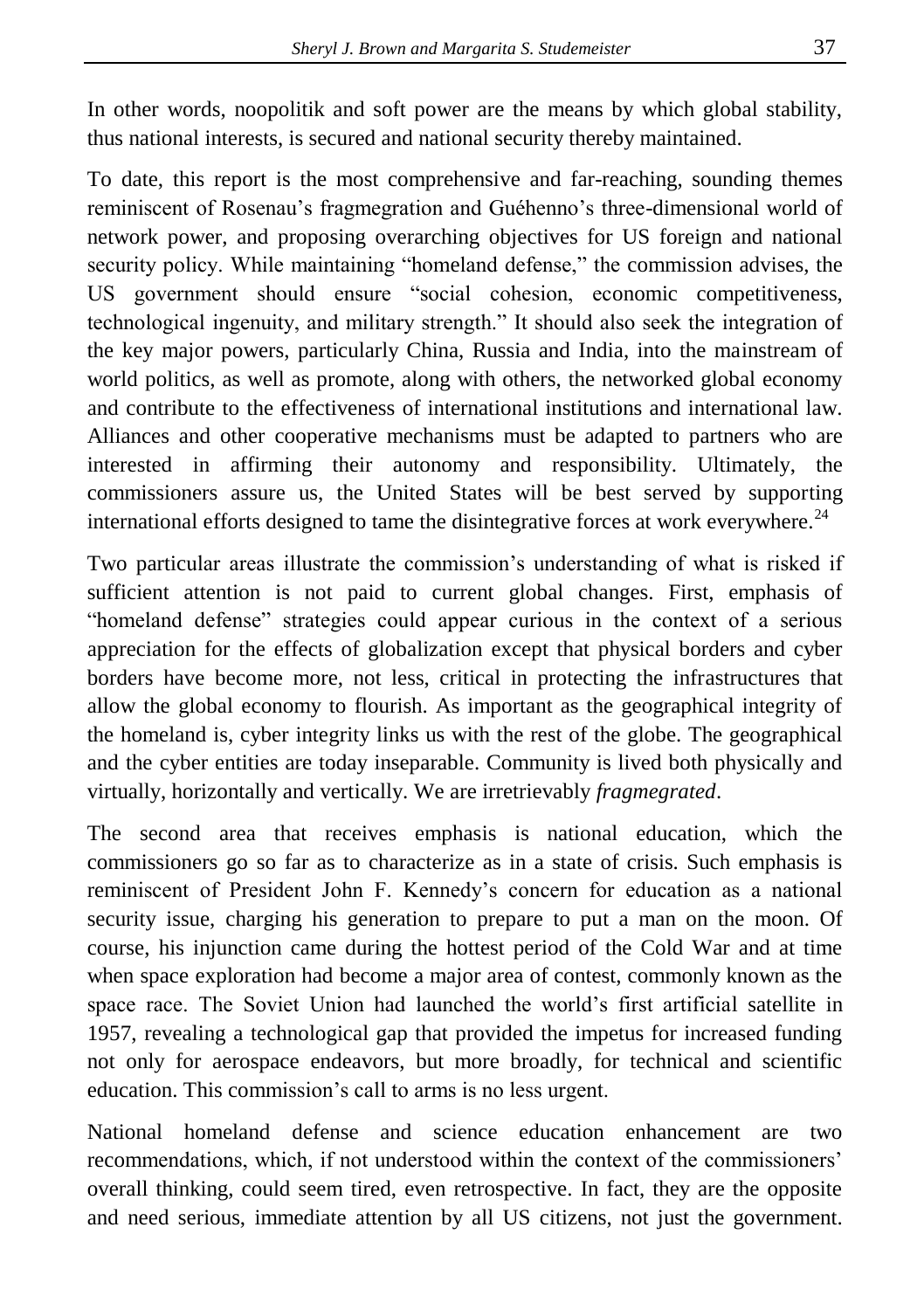In other words, noopolitik and soft power are the means by which global stability, thus national interests, is secured and national security thereby maintained.

To date, this report is the most comprehensive and far-reaching, sounding themes reminiscent of Rosenau's fragmegration and Guéhenno's three-dimensional world of network power, and proposing overarching objectives for US foreign and national security policy. While maintaining "homeland defense," the commission advises, the US government should ensure "social cohesion, economic competitiveness, technological ingenuity, and military strength." It should also seek the integration of the key major powers, particularly China, Russia and India, into the mainstream of world politics, as well as promote, along with others, the networked global economy and contribute to the effectiveness of international institutions and international law. Alliances and other cooperative mechanisms must be adapted to partners who are interested in affirming their autonomy and responsibility. Ultimately, the commissioners assure us, the United States will be best served by supporting international efforts designed to tame the disintegrative forces at work everywhere.[24]

Two particular areas illustrate the commission's understanding of what is risked if sufficient attention is not paid to current global changes. First, emphasis of "homeland defense" strategies could appear curious in the context of a serious appreciation for the effects of globalization except that physical borders and cyber borders have become more, not less, critical in protecting the infrastructures that allow the global economy to flourish. As important as the geographical integrity of the homeland is, cyber integrity links us with the rest of the globe. The geographical and the cyber entities are today inseparable. Community is lived both physically and virtually, horizontally and vertically. We are irretrievably *fragmegrated*.

The second area that receives emphasis is national education, which the commissioners go so far as to characterize as in a state of crisis. Such emphasis is reminiscent of President John F. Kennedy's concern for education as a national security issue, charging his generation to prepare to put a man on the moon. Of course, his injunction came during the hottest period of the Cold War and at time when space exploration had become a major area of contest, commonly known as the space race. The Soviet Union had launched the world's first artificial satellite in 1957, revealing a technological gap that provided the impetus for increased funding not only for aerospace endeavors, but more broadly, for technical and scientific education. This commission's call to arms is no less urgent.

National homeland defense and science education enhancement are two recommendations, which, if not understood within the context of the commissioners' overall thinking, could seem tired, even retrospective. In fact, they are the opposite and need serious, immediate attention by all US citizens, not just the government.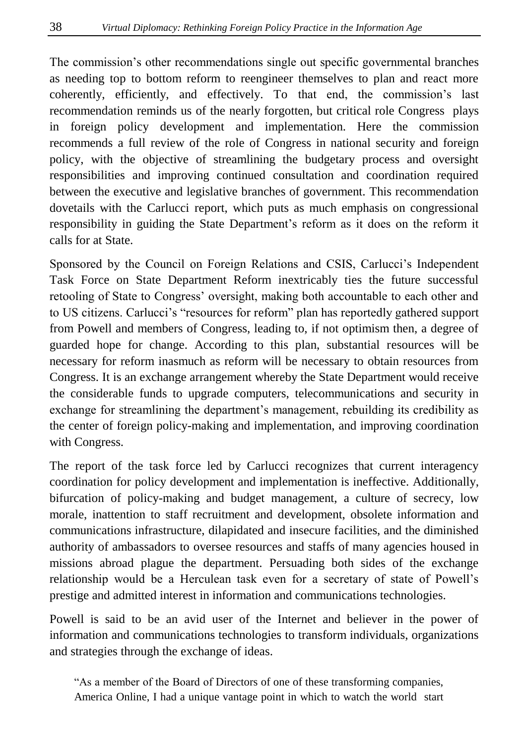The commission's other recommendations single out specific governmental branches as needing top to bottom reform to reengineer themselves to plan and react more coherently, efficiently, and effectively. To that end, the commission's last recommendation reminds us of the nearly forgotten, but critical role Congress plays in foreign policy development and implementation. Here the commission recommends a full review of the role of Congress in national security and foreign policy, with the objective of streamlining the budgetary process and oversight responsibilities and improving continued consultation and coordination required between the executive and legislative branches of government. This recommendation dovetails with the Carlucci report, which puts as much emphasis on congressional responsibility in guiding the State Department's reform as it does on the reform it calls for at State.

Sponsored by the Council on Foreign Relations and CSIS, Carlucci's Independent Task Force on State Department Reform inextricably ties the future successful retooling of State to Congress' oversight, making both accountable to each other and to US citizens. Carlucci's "resources for reform" plan has reportedly gathered support from Powell and members of Congress, leading to, if not optimism then, a degree of guarded hope for change. According to this plan, substantial resources will be necessary for reform inasmuch as reform will be necessary to obtain resources from Congress. It is an exchange arrangement whereby the State Department would receive the considerable funds to upgrade computers, telecommunications and security in exchange for streamlining the department's management, rebuilding its credibility as the center of foreign policy-making and implementation, and improving coordination with Congress.

The report of the task force led by Carlucci recognizes that current interagency coordination for policy development and implementation is ineffective. Additionally, bifurcation of policy-making and budget management, a culture of secrecy, low morale, inattention to staff recruitment and development, obsolete information and communications infrastructure, dilapidated and insecure facilities, and the diminished authority of ambassadors to oversee resources and staffs of many agencies housed in missions abroad plague the department. Persuading both sides of the exchange relationship would be a Herculean task even for a secretary of state of Powell's prestige and admitted interest in information and communications technologies.

Powell is said to be an avid user of the Internet and believer in the power of information and communications technologies to transform individuals, organizations and strategies through the exchange of ideas.

> "As a member of the Board of Directors of one of these transforming companies, America Online, I had a unique vantage point in which to watch the world start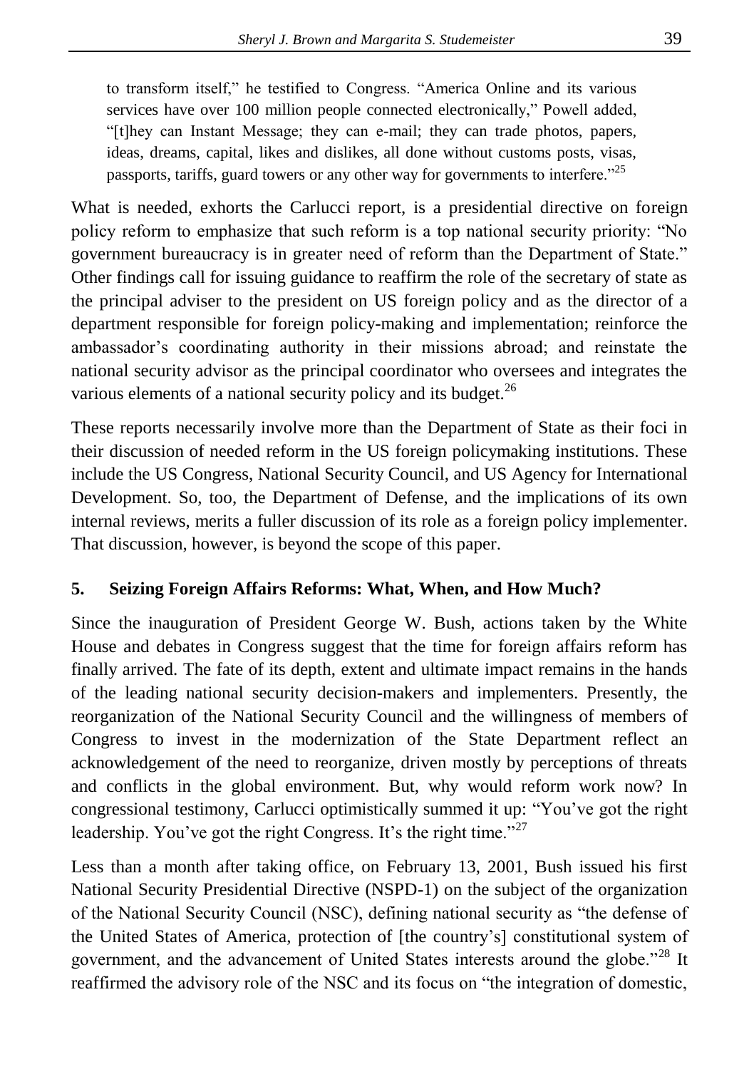to transform itself," he testified to Congress. "America Online and its various services have over 100 million people connected electronically," Powell added, "[t]hey can Instant Message; they can e-mail; they can trade photos, papers, ideas, dreams, capital, likes and dislikes, all done without customs posts, visas, passports, tariffs, guard towers or any other way for governments to interfere."[25]

What is needed, exhorts the Carlucci report, is a presidential directive on foreign policy reform to emphasize that such reform is a top national security priority: "No government bureaucracy is in greater need of reform than the Department of State." Other findings call for issuing guidance to reaffirm the role of the secretary of state as the principal adviser to the president on US foreign policy and as the director of a department responsible for foreign policy-making and implementation; reinforce the ambassador's coordinating authority in their missions abroad; and reinstate the national security advisor as the principal coordinator who oversees and integrates the various elements of a national security policy and its budget.[26]

These reports necessarily involve more than the Department of State as their foci in their discussion of needed reform in the US foreign policymaking institutions. These include the US Congress, National Security Council, and US Agency for International Development. So, too, the Department of Defense, and the implications of its own internal reviews, merits a fuller discussion of its role as a foreign policy implementer. That discussion, however, is beyond the scope of this paper.

## 5. Seizing Foreign Affairs Reforms: What, When, and How Much?

Since the inauguration of President George W. Bush, actions taken by the White House and debates in Congress suggest that the time for foreign affairs reform has finally arrived. The fate of its depth, extent and ultimate impact remains in the hands of the leading national security decision-makers and implementers. Presently, the reorganization of the National Security Council and the willingness of members of Congress to invest in the modernization of the State Department reflect an acknowledgement of the need to reorganize, driven mostly by perceptions of threats and conflicts in the global environment. But, why would reform work now? In congressional testimony, Carlucci optimistically summed it up: "You've got the right leadership. You've got the right Congress. It's the right time."[27]

Less than a month after taking office, on February 13, 2001, Bush issued his first National Security Presidential Directive (NSPD-1) on the subject of the organization of the National Security Council (NSC), defining national security as "the defense of the United States of America, protection of [the country's] constitutional system of government, and the advancement of United States interests around the globe."[28] It reaffirmed the advisory role of the NSC and its focus on "the integration of domestic,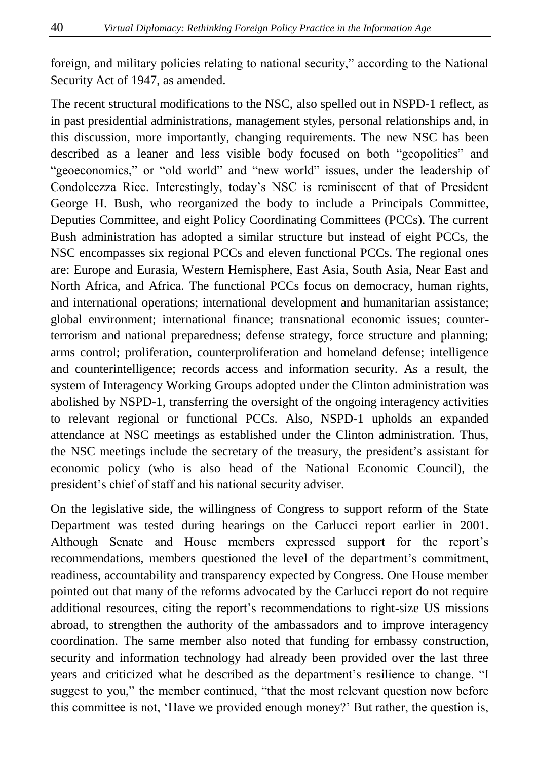foreign, and military policies relating to national security," according to the National Security Act of 1947, as amended.

The recent structural modifications to the NSC, also spelled out in NSPD-1 reflect, as in past presidential administrations, management styles, personal relationships and, in this discussion, more importantly, changing requirements. The new NSC has been described as a leaner and less visible body focused on both "geopolitics" and "geoeconomics," or "old world" and "new world" issues, under the leadership of Condoleezza Rice. Interestingly, today's NSC is reminiscent of that of President George H. Bush, who reorganized the body to include a Principals Committee, Deputies Committee, and eight Policy Coordinating Committees (PCCs). The current Bush administration has adopted a similar structure but instead of eight PCCs, the NSC encompasses six regional PCCs and eleven functional PCCs. The regional ones are: Europe and Eurasia, Western Hemisphere, East Asia, South Asia, Near East and North Africa, and Africa. The functional PCCs focus on democracy, human rights, and international operations; international development and humanitarian assistance; global environment; international finance; transnational economic issues; counter-terrorism and national preparedness; defense strategy, force structure and planning; arms control; proliferation, counterproliferation and homeland defense; intelligence and counterintelligence; records access and information security. As a result, the system of Interagency Working Groups adopted under the Clinton administration was abolished by NSPD-1, transferring the oversight of the ongoing interagency activities to relevant regional or functional PCCs. Also, NSPD-1 upholds an expanded attendance at NSC meetings as established under the Clinton administration. Thus, the NSC meetings include the secretary of the treasury, the president's assistant for economic policy (who is also head of the National Economic Council), the president's chief of staff and his national security adviser.

On the legislative side, the willingness of Congress to support reform of the State Department was tested during hearings on the Carlucci report earlier in 2001. Although Senate and House members expressed support for the report's recommendations, members questioned the level of the department's commitment, readiness, accountability and transparency expected by Congress. One House member pointed out that many of the reforms advocated by the Carlucci report do not require additional resources, citing the report's recommendations to right-size US missions abroad, to strengthen the authority of the ambassadors and to improve interagency coordination. The same member also noted that funding for embassy construction, security and information technology had already been provided over the last three years and criticized what he described as the department's resilience to change. "I suggest to you," the member continued, "that the most relevant question now before this committee is not, 'Have we provided enough money?' But rather, the question is,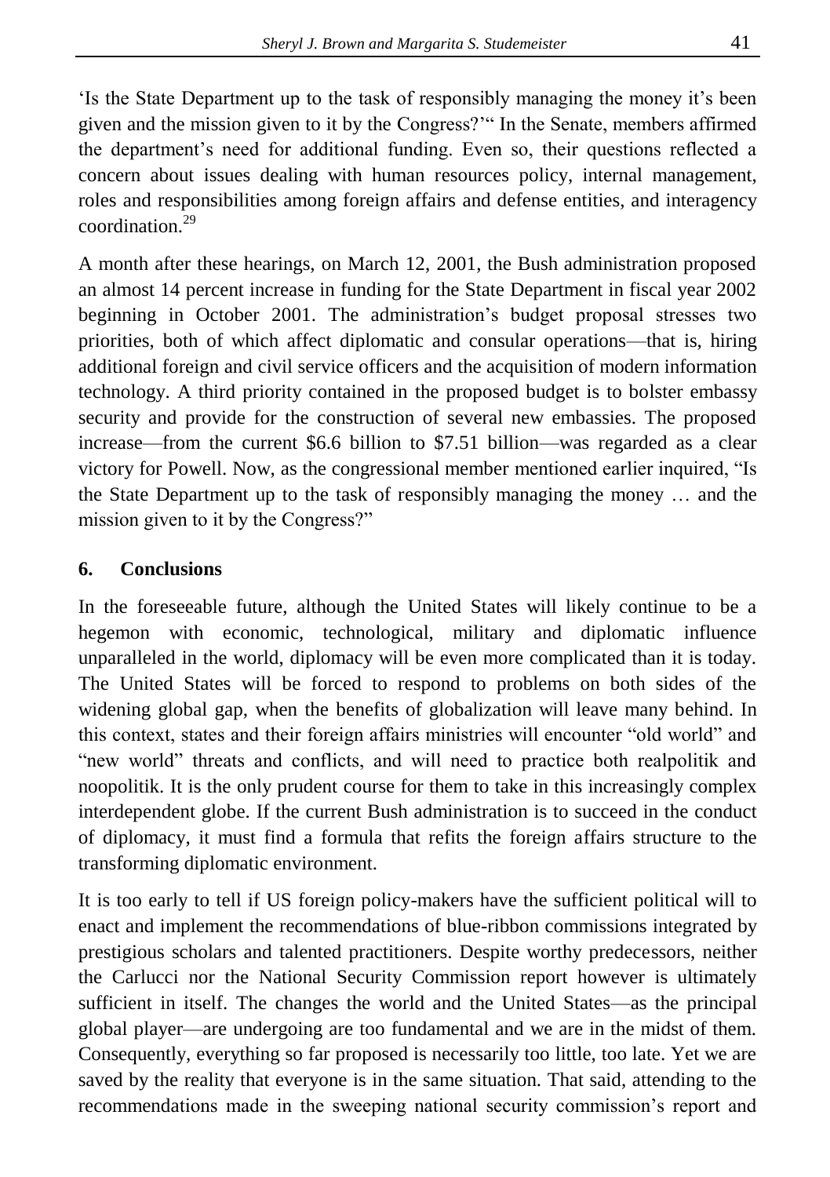'Is the State Department up to the task of responsibly managing the money it's been given and the mission given to it by the Congress?'" In the Senate, members affirmed the department's need for additional funding. Even so, their questions reflected a concern about issues dealing with human resources policy, internal management, roles and responsibilities among foreign affairs and defense entities, and interagency coordination.[29]

A month after these hearings, on March 12, 2001, the Bush administration proposed an almost 14 percent increase in funding for the State Department in fiscal year 2002 beginning in October 2001. The administration's budget proposal stresses two priorities, both of which affect diplomatic and consular operations—that is, hiring additional foreign and civil service officers and the acquisition of modern information technology. A third priority contained in the proposed budget is to bolster embassy security and provide for the construction of several new embassies. The proposed increase—from the current $6.6 billion to $7.51 billion—was regarded as a clear victory for Powell. Now, as the congressional member mentioned earlier inquired, "Is the State Department up to the task of responsibly managing the money … and the mission given to it by the Congress?"

## 6. Conclusions

In the foreseeable future, although the United States will likely continue to be a hegemon with economic, technological, military and diplomatic influence unparalleled in the world, diplomacy will be even more complicated than it is today. The United States will be forced to respond to problems on both sides of the widening global gap, when the benefits of globalization will leave many behind. In this context, states and their foreign affairs ministries will encounter "old world" and "new world" threats and conflicts, and will need to practice both realpolitik and noopolitik. It is the only prudent course for them to take in this increasingly complex interdependent globe. If the current Bush administration is to succeed in the conduct of diplomacy, it must find a formula that refits the foreign affairs structure to the transforming diplomatic environment.

It is too early to tell if US foreign policy-makers have the sufficient political will to enact and implement the recommendations of blue-ribbon commissions integrated by prestigious scholars and talented practitioners. Despite worthy predecessors, neither the Carlucci nor the National Security Commission report however is ultimately sufficient in itself. The changes the world and the United States—as the principal global player—are undergoing are too fundamental and we are in the midst of them. Consequently, everything so far proposed is necessarily too little, too late. Yet we are saved by the reality that everyone is in the same situation. That said, attending to the recommendations made in the sweeping national security commission's report and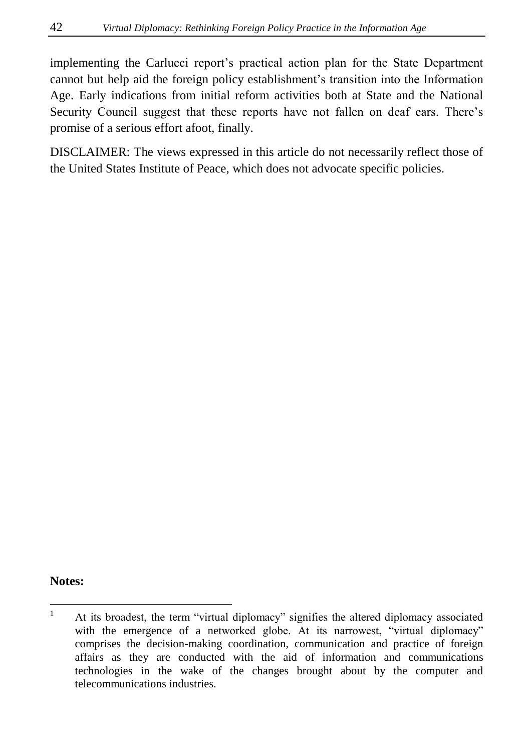implementing the Carlucci report's practical action plan for the State Department cannot but help aid the foreign policy establishment's transition into the Information Age. Early indications from initial reform activities both at State and the National Security Council suggest that these reports have not fallen on deaf ears. There's promise of a serious effort afoot, finally.

DISCLAIMER: The views expressed in this article do not necessarily reflect those of the United States Institute of Peace, which does not advocate specific policies.

**Notes:**

[1] At its broadest, the term "virtual diplomacy" signifies the altered diplomacy associated with the emergence of a networked globe. At its narrowest, "virtual diplomacy" comprises the decision-making coordination, communication and practice of foreign affairs as they are conducted with the aid of information and communications technologies in the wake of the changes brought about by the computer and telecommunications industries.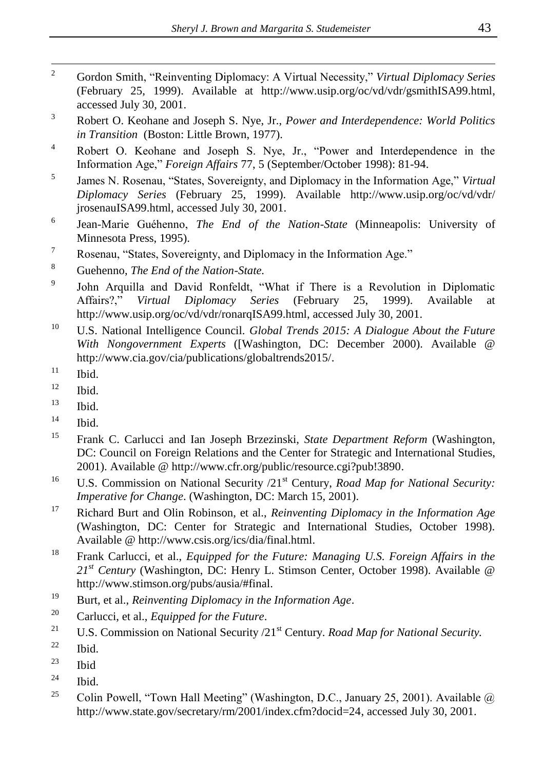[2] Gordon Smith, "Reinventing Diplomacy: A Virtual Necessity," *Virtual Diplomacy Series* (February 25, 1999). Available at http://www.usip.org/oc/vd/vdr/gsmithISA99.html, accessed July 30, 2001.

[3] Robert O. Keohane and Joseph S. Nye, Jr., *Power and Interdependence: World Politics in Transition* (Boston: Little Brown, 1977).

[4] Robert O. Keohane and Joseph S. Nye, Jr., "Power and Interdependence in the Information Age," *Foreign Affairs* 77, 5 (September/October 1998): 81-94.

[5] James N. Rosenau, "States, Sovereignty, and Diplomacy in the Information Age," *Virtual Diplomacy Series* (February 25, 1999). Available http://www.usip.org/oc/vd/vdr/jrosenauISA99.html, accessed July 30, 2001.

[6] Jean-Marie Guéhenno, *The End of the Nation-State* (Minneapolis: University of Minnesota Press, 1995).

[7] Rosenau, "States, Sovereignty, and Diplomacy in the Information Age."

[8] Guehenno, *The End of the Nation-State.*

[9] John Arquilla and David Ronfeldt, "What if There is a Revolution in Diplomatic Affairs?," *Virtual Diplomacy Series* (February 25, 1999). Available at http://www.usip.org/oc/vd/vdr/ronarqISA99.html, accessed July 30, 2001.

[10] U.S. National Intelligence Council. *Global Trends 2015: A Dialogue About the Future With Nongovernment Experts* ([Washington, DC: December 2000). Available @ http://www.cia.gov/cia/publications/globaltrends2015/.

[11] Ibid.

[12] Ibid.

[13] Ibid.

[14] Ibid.

[15] Frank C. Carlucci and Ian Joseph Brzezinski, *State Department Reform* (Washington, DC: Council on Foreign Relations and the Center for Strategic and International Studies, 2001). Available @ http://www.cfr.org/public/resource.cgi?pub!3890.

[16] U.S. Commission on National Security /21st Century, *Road Map for National Security: Imperative for Change*. (Washington, DC: March 15, 2001).

[17] Richard Burt and Olin Robinson, et al., *Reinventing Diplomacy in the Information Age* (Washington, DC: Center for Strategic and International Studies, October 1998). Available @ http://www.csis.org/ics/dia/final.html.

[18] Frank Carlucci, et al., *Equipped for the Future: Managing U.S. Foreign Affairs in the 21st Century* (Washington, DC: Henry L. Stimson Center, October 1998). Available @ http://www.stimson.org/pubs/ausia/#final.

[19] Burt, et al., *Reinventing Diplomacy in the Information Age*.

[20] Carlucci, et al., *Equipped for the Future*.

[21] U.S. Commission on National Security /21st Century. *Road Map for National Security.*

[22] Ibid.

[23] Ibid

[24] Ibid.

[25] Colin Powell, "Town Hall Meeting" (Washington, D.C., January 25, 2001). Available @ http://www.state.gov/secretary/rm/2001/index.cfm?docid=24, accessed July 30, 2001.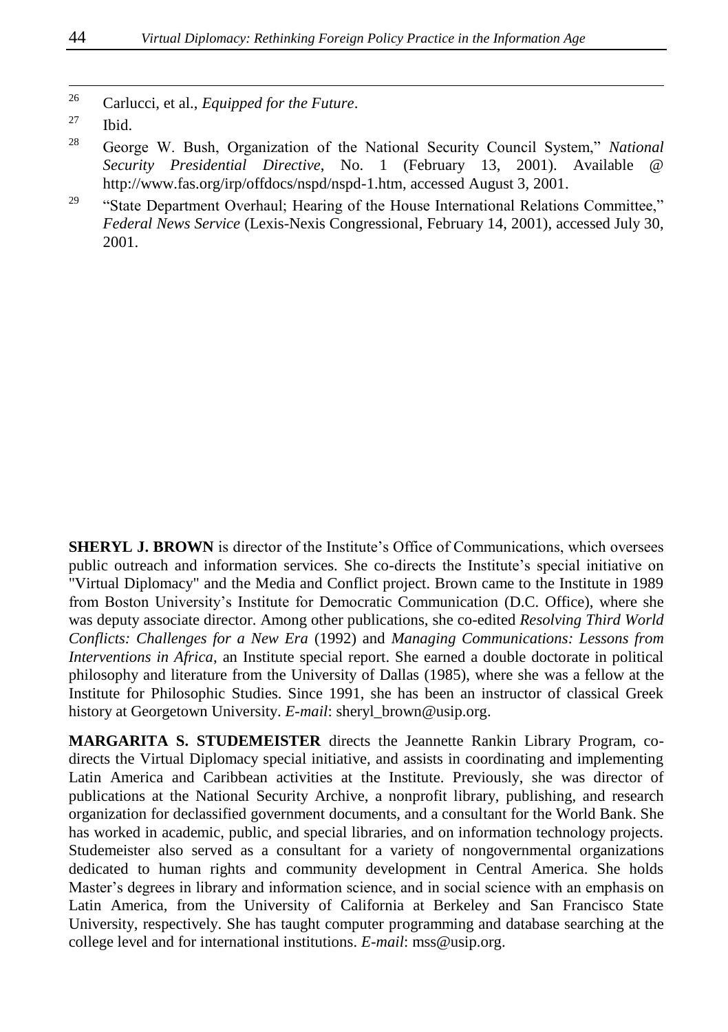[26] Carlucci, et al., *Equipped for the Future*.

[27] Ibid.

[28] George W. Bush, Organization of the National Security Council System," *National Security Presidential Directive*, No. 1 (February 13, 2001). Available @ http://www.fas.org/irp/offdocs/nspd/nspd-1.htm, accessed August 3, 2001.

[29] "State Department Overhaul; Hearing of the House International Relations Committee," *Federal News Service* (Lexis-Nexis Congressional, February 14, 2001), accessed July 30, 2001.

**SHERYL J. BROWN** is director of the Institute's Office of Communications, which oversees public outreach and information services. She co-directs the Institute's special initiative on "Virtual Diplomacy" and the Media and Conflict project. Brown came to the Institute in 1989 from Boston University's Institute for Democratic Communication (D.C. Office), where she was deputy associate director. Among other publications, she co-edited *Resolving Third World Conflicts: Challenges for a New Era* (1992) and *Managing Communications: Lessons from Interventions in Africa*, an Institute special report. She earned a double doctorate in political philosophy and literature from the University of Dallas (1985), where she was a fellow at the Institute for Philosophic Studies. Since 1991, she has been an instructor of classical Greek history at Georgetown University. *E-mail*: sheryl_brown@usip.org.

**MARGARITA S. STUDEMEISTER** directs the Jeannette Rankin Library Program, co-directs the Virtual Diplomacy special initiative, and assists in coordinating and implementing Latin America and Caribbean activities at the Institute. Previously, she was director of publications at the National Security Archive, a nonprofit library, publishing, and research organization for declassified government documents, and a consultant for the World Bank. She has worked in academic, public, and special libraries, and on information technology projects. Studemeister also served as a consultant for a variety of nongovernmental organizations dedicated to human rights and community development in Central America. She holds Master's degrees in library and information science, and in social science with an emphasis on Latin America, from the University of California at Berkeley and San Francisco State University, respectively. She has taught computer programming and database searching at the college level and for international institutions. *E-mail*: mss@usip.org.